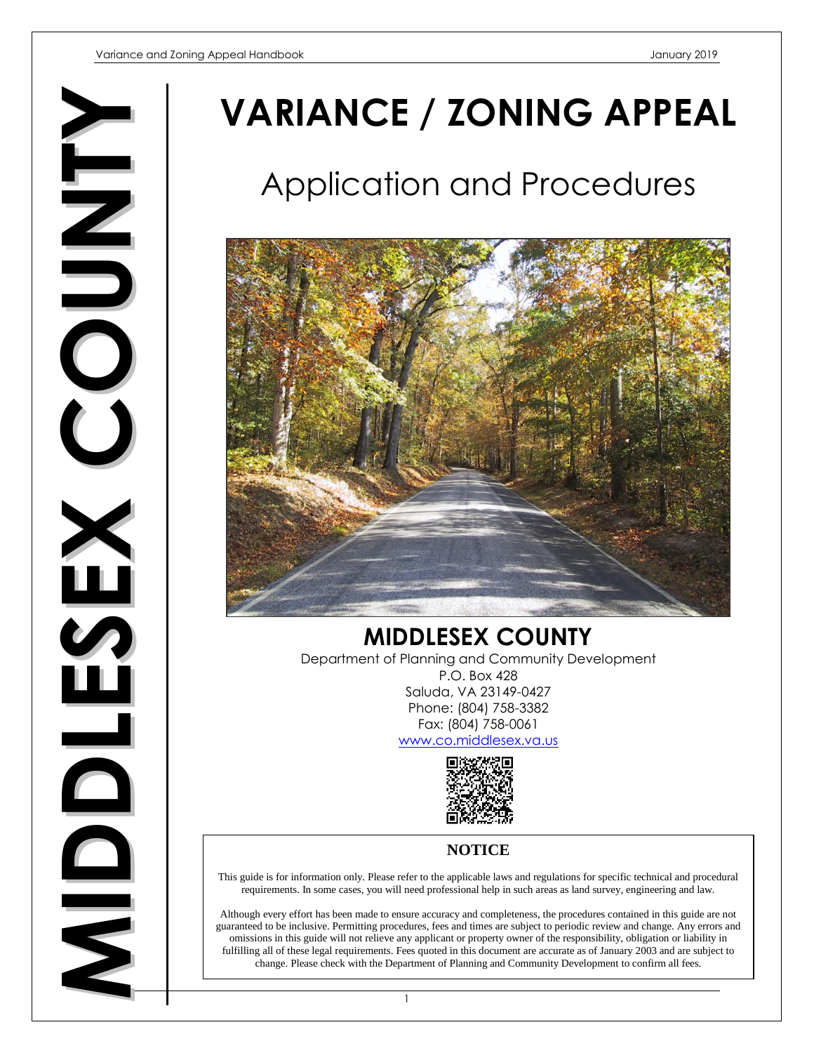# MIDDLESEX COUNTY

# VARIANCE / ZONING APPEAL

## Application and Procedures

## MIDDLESEX COUNTY

Department of Planning and Community Development
P.O. Box 428
Saluda, VA 23149-0427
Phone: (804) 758-3382
Fax: (804) 758-0061
www.co.middlesex.va.us

### NOTICE

This guide is for information only. Please refer to the applicable laws and regulations for specific technical and procedural requirements. In some cases, you will need professional help in such areas as land survey, engineering and law.

Although every effort has been made to ensure accuracy and completeness, the procedures contained in this guide are not guaranteed to be inclusive. Permitting procedures, fees and times are subject to periodic review and change. Any errors and omissions in this guide will not relieve any applicant or property owner of the responsibility, obligation or liability in fulfilling all of these legal requirements. Fees quoted in this document are accurate as of January 2003 and are subject to change. Please check with the Department of Planning and Community Development to confirm all fees.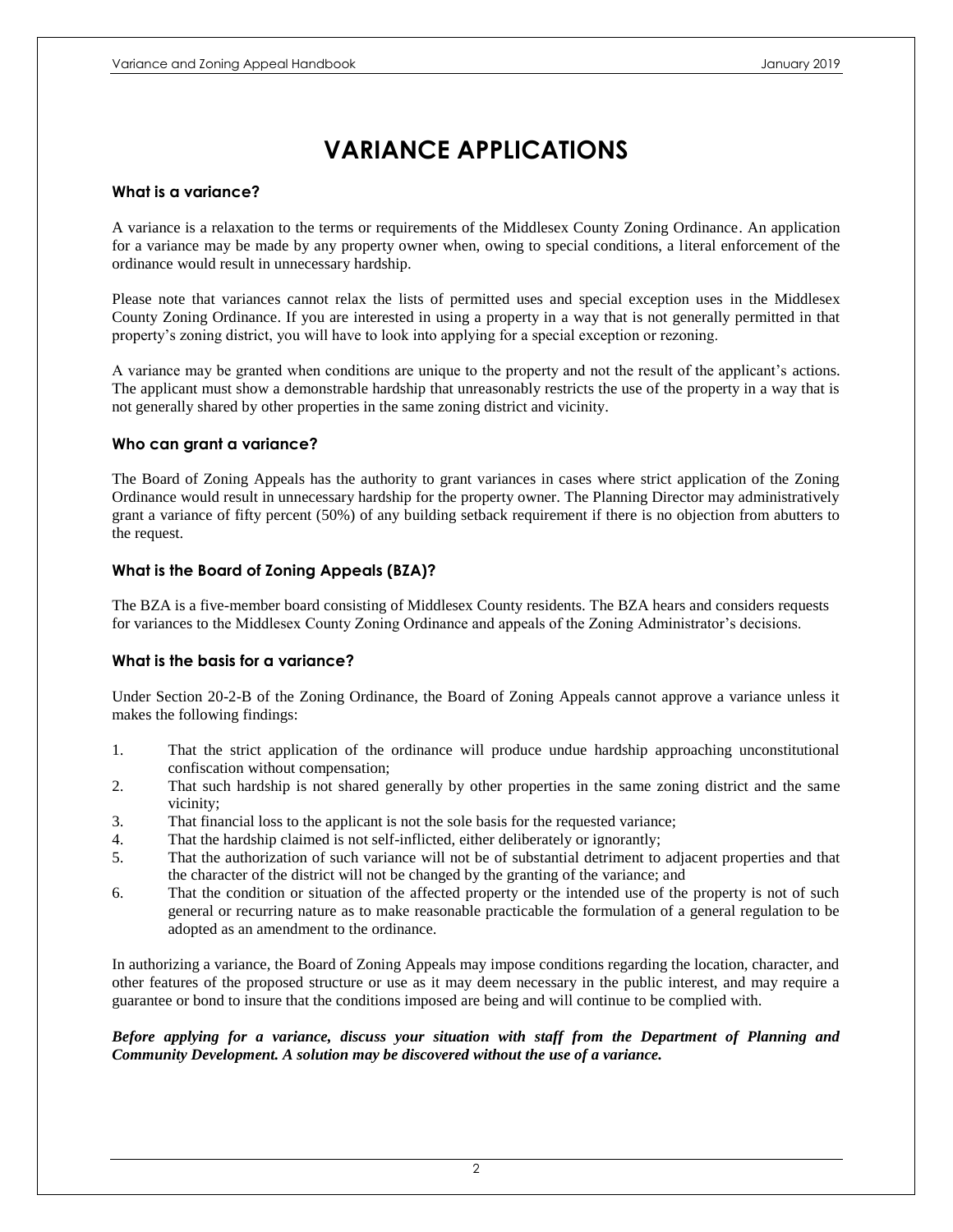# VARIANCE APPLICATIONS

### What is a variance?

A variance is a relaxation to the terms or requirements of the Middlesex County Zoning Ordinance. An application for a variance may be made by any property owner when, owing to special conditions, a literal enforcement of the ordinance would result in unnecessary hardship.

Please note that variances cannot relax the lists of permitted uses and special exception uses in the Middlesex County Zoning Ordinance. If you are interested in using a property in a way that is not generally permitted in that property's zoning district, you will have to look into applying for a special exception or rezoning.

A variance may be granted when conditions are unique to the property and not the result of the applicant's actions. The applicant must show a demonstrable hardship that unreasonably restricts the use of the property in a way that is not generally shared by other properties in the same zoning district and vicinity.

### Who can grant a variance?

The Board of Zoning Appeals has the authority to grant variances in cases where strict application of the Zoning Ordinance would result in unnecessary hardship for the property owner. The Planning Director may administratively grant a variance of fifty percent (50%) of any building setback requirement if there is no objection from abutters to the request.

### What is the Board of Zoning Appeals (BZA)?

The BZA is a five-member board consisting of Middlesex County residents. The BZA hears and considers requests for variances to the Middlesex County Zoning Ordinance and appeals of the Zoning Administrator's decisions.

### What is the basis for a variance?

Under Section 20-2-B of the Zoning Ordinance, the Board of Zoning Appeals cannot approve a variance unless it makes the following findings:

1. That the strict application of the ordinance will produce undue hardship approaching unconstitutional confiscation without compensation;
2. That such hardship is not shared generally by other properties in the same zoning district and the same vicinity;
3. That financial loss to the applicant is not the sole basis for the requested variance;
4. That the hardship claimed is not self-inflicted, either deliberately or ignorantly;
5. That the authorization of such variance will not be of substantial detriment to adjacent properties and that the character of the district will not be changed by the granting of the variance; and
6. That the condition or situation of the affected property or the intended use of the property is not of such general or recurring nature as to make reasonable practicable the formulation of a general regulation to be adopted as an amendment to the ordinance.

In authorizing a variance, the Board of Zoning Appeals may impose conditions regarding the location, character, and other features of the proposed structure or use as it may deem necessary in the public interest, and may require a guarantee or bond to insure that the conditions imposed are being and will continue to be complied with.

***Before applying for a variance, discuss your situation with staff from the Department of Planning and Community Development. A solution may be discovered without the use of a variance.***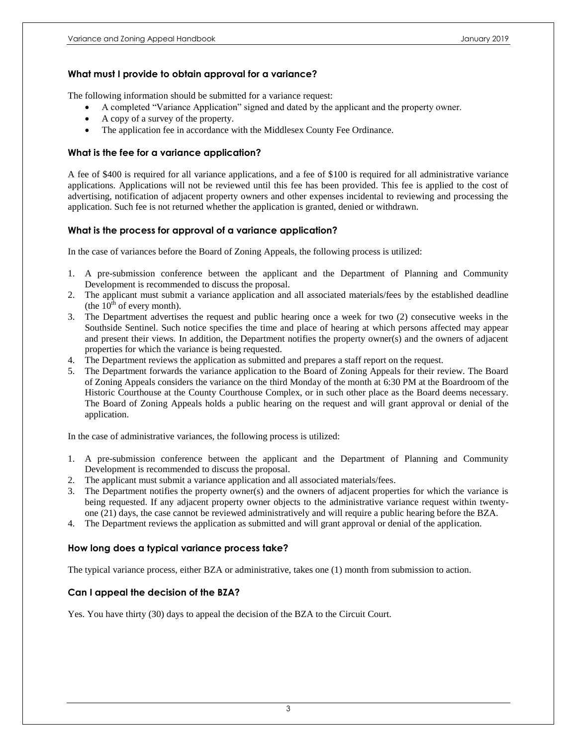### What must I provide to obtain approval for a variance?

The following information should be submitted for a variance request:

- A completed "Variance Application" signed and dated by the applicant and the property owner.
- A copy of a survey of the property.
- The application fee in accordance with the Middlesex County Fee Ordinance.

### What is the fee for a variance application?

A fee of $400 is required for all variance applications, and a fee of $100 is required for all administrative variance applications. Applications will not be reviewed until this fee has been provided. This fee is applied to the cost of advertising, notification of adjacent property owners and other expenses incidental to reviewing and processing the application. Such fee is not returned whether the application is granted, denied or withdrawn.

### What is the process for approval of a variance application?

In the case of variances before the Board of Zoning Appeals, the following process is utilized:

1. A pre-submission conference between the applicant and the Department of Planning and Community Development is recommended to discuss the proposal.
2. The applicant must submit a variance application and all associated materials/fees by the established deadline (the 10th of every month).
3. The Department advertises the request and public hearing once a week for two (2) consecutive weeks in the Southside Sentinel. Such notice specifies the time and place of hearing at which persons affected may appear and present their views. In addition, the Department notifies the property owner(s) and the owners of adjacent properties for which the variance is being requested.
4. The Department reviews the application as submitted and prepares a staff report on the request.
5. The Department forwards the variance application to the Board of Zoning Appeals for their review. The Board of Zoning Appeals considers the variance on the third Monday of the month at 6:30 PM at the Boardroom of the Historic Courthouse at the County Courthouse Complex, or in such other place as the Board deems necessary. The Board of Zoning Appeals holds a public hearing on the request and will grant approval or denial of the application.

In the case of administrative variances, the following process is utilized:

1. A pre-submission conference between the applicant and the Department of Planning and Community Development is recommended to discuss the proposal.
2. The applicant must submit a variance application and all associated materials/fees.
3. The Department notifies the property owner(s) and the owners of adjacent properties for which the variance is being requested. If any adjacent property owner objects to the administrative variance request within twenty-one (21) days, the case cannot be reviewed administratively and will require a public hearing before the BZA.
4. The Department reviews the application as submitted and will grant approval or denial of the application.

### How long does a typical variance process take?

The typical variance process, either BZA or administrative, takes one (1) month from submission to action.

### Can I appeal the decision of the BZA?

Yes. You have thirty (30) days to appeal the decision of the BZA to the Circuit Court.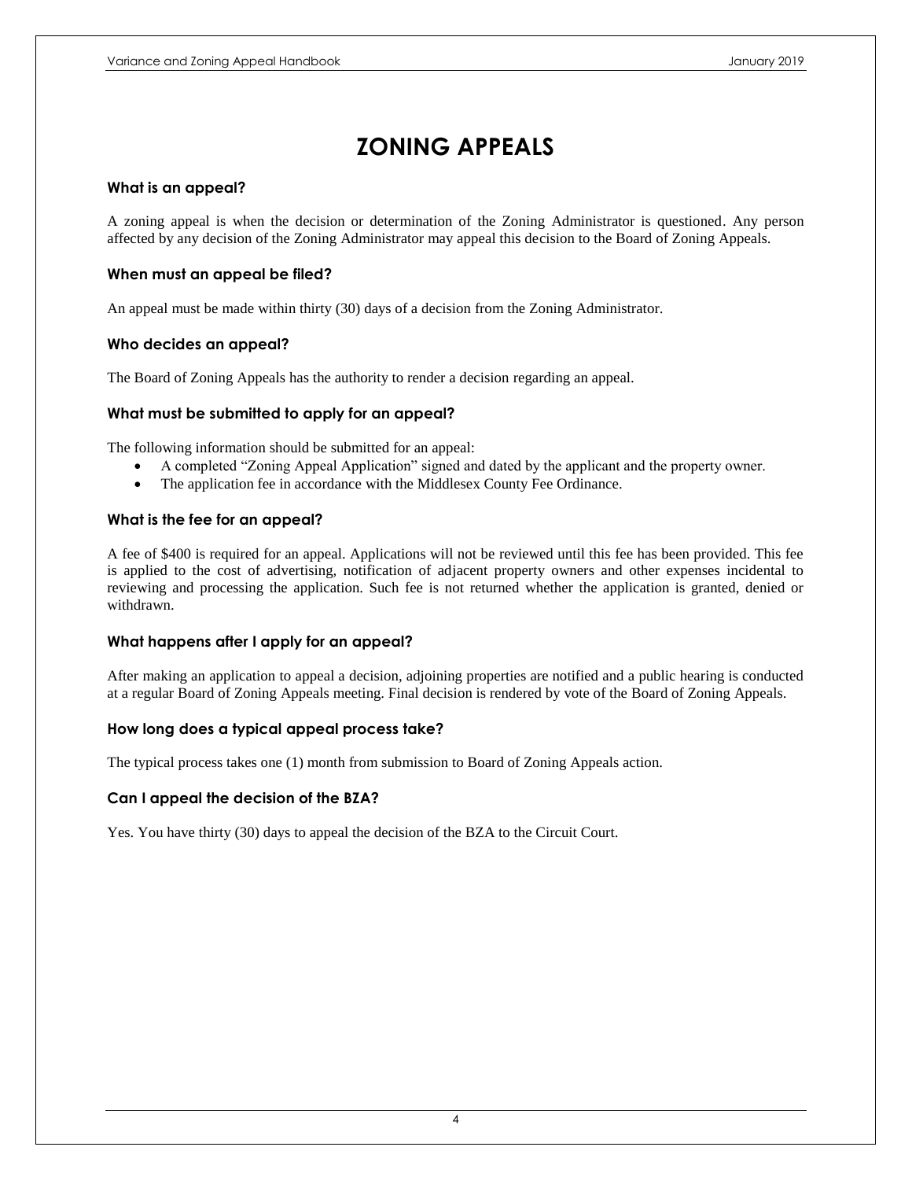# ZONING APPEALS

### What is an appeal?

A zoning appeal is when the decision or determination of the Zoning Administrator is questioned. Any person affected by any decision of the Zoning Administrator may appeal this decision to the Board of Zoning Appeals.

### When must an appeal be filed?

An appeal must be made within thirty (30) days of a decision from the Zoning Administrator.

### Who decides an appeal?

The Board of Zoning Appeals has the authority to render a decision regarding an appeal.

### What must be submitted to apply for an appeal?

The following information should be submitted for an appeal:

- A completed "Zoning Appeal Application" signed and dated by the applicant and the property owner.
- The application fee in accordance with the Middlesex County Fee Ordinance.

### What is the fee for an appeal?

A fee of $400 is required for an appeal. Applications will not be reviewed until this fee has been provided. This fee is applied to the cost of advertising, notification of adjacent property owners and other expenses incidental to reviewing and processing the application. Such fee is not returned whether the application is granted, denied or withdrawn.

### What happens after I apply for an appeal?

After making an application to appeal a decision, adjoining properties are notified and a public hearing is conducted at a regular Board of Zoning Appeals meeting. Final decision is rendered by vote of the Board of Zoning Appeals.

### How long does a typical appeal process take?

The typical process takes one (1) month from submission to Board of Zoning Appeals action.

### Can I appeal the decision of the BZA?

Yes. You have thirty (30) days to appeal the decision of the BZA to the Circuit Court.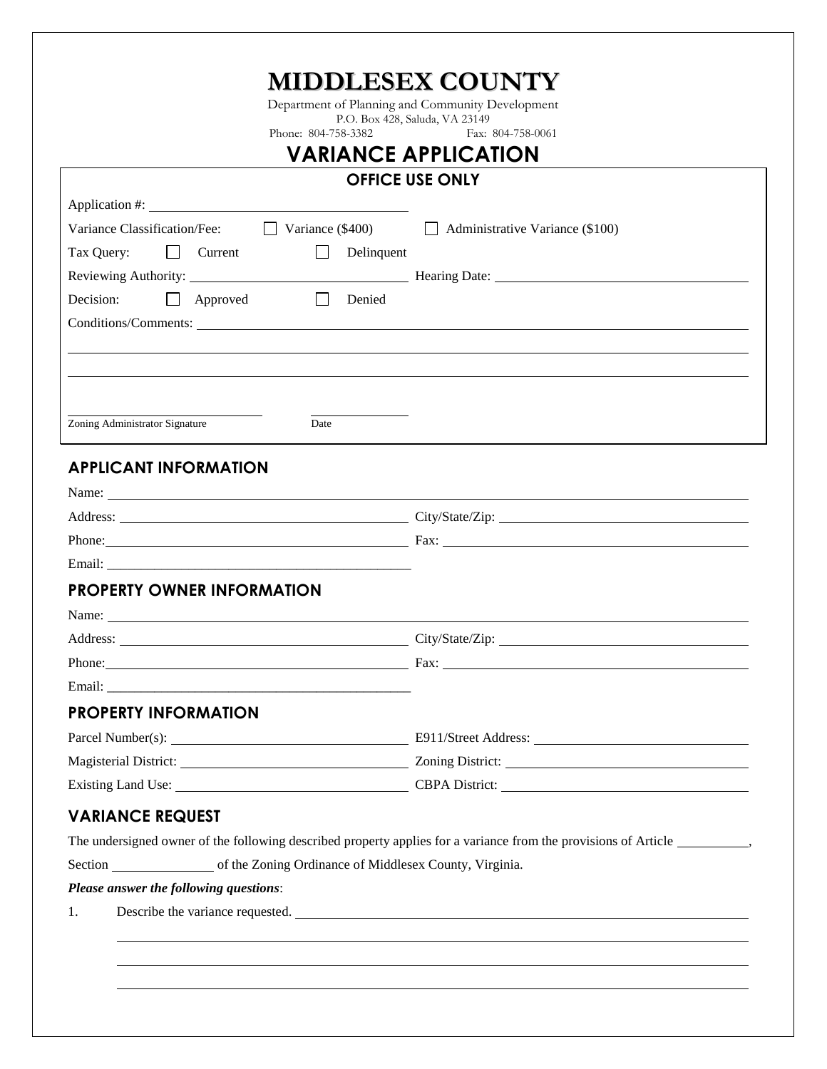# MIDDLESEX COUNTY

Department of Planning and Community Development
P.O. Box 428, Saluda, VA 23149
Phone: 804-758-3382 Fax: 804-758-0061

# VARIANCE APPLICATION

## OFFICE USE ONLY

Application #: ____________________

Variance Classification/Fee: ☐ Variance ($400) ☐ Administrative Variance ($100)

Tax Query: ☐ Current ☐ Delinquent

Reviewing Authority: ____________________ Hearing Date: ____________________

Decision: ☐ Approved ☐ Denied

Conditions/Comments: ____________________

____________________

____________________

____________________ ____________________
Zoning Administrator Signature Date

## APPLICANT INFORMATION

Name: ____________________

Address: ____________________ City/State/Zip: ____________________

Phone: ____________________ Fax: ____________________

Email: ____________________

## PROPERTY OWNER INFORMATION

Name: ____________________

Address: ____________________ City/State/Zip: ____________________

Phone: ____________________ Fax: ____________________

Email: ____________________

## PROPERTY INFORMATION

Parcel Number(s): ____________________ E911/Street Address: ____________________

Magisterial District: ____________________ Zoning District: ____________________

Existing Land Use: ____________________ CBPA District: ____________________

## VARIANCE REQUEST

The undersigned owner of the following described property applies for a variance from the provisions of Article __________, Section ______________ of the Zoning Ordinance of Middlesex County, Virginia.

***Please answer the following questions***:

1. Describe the variance requested. ____________________

   ____________________

   ____________________

   ____________________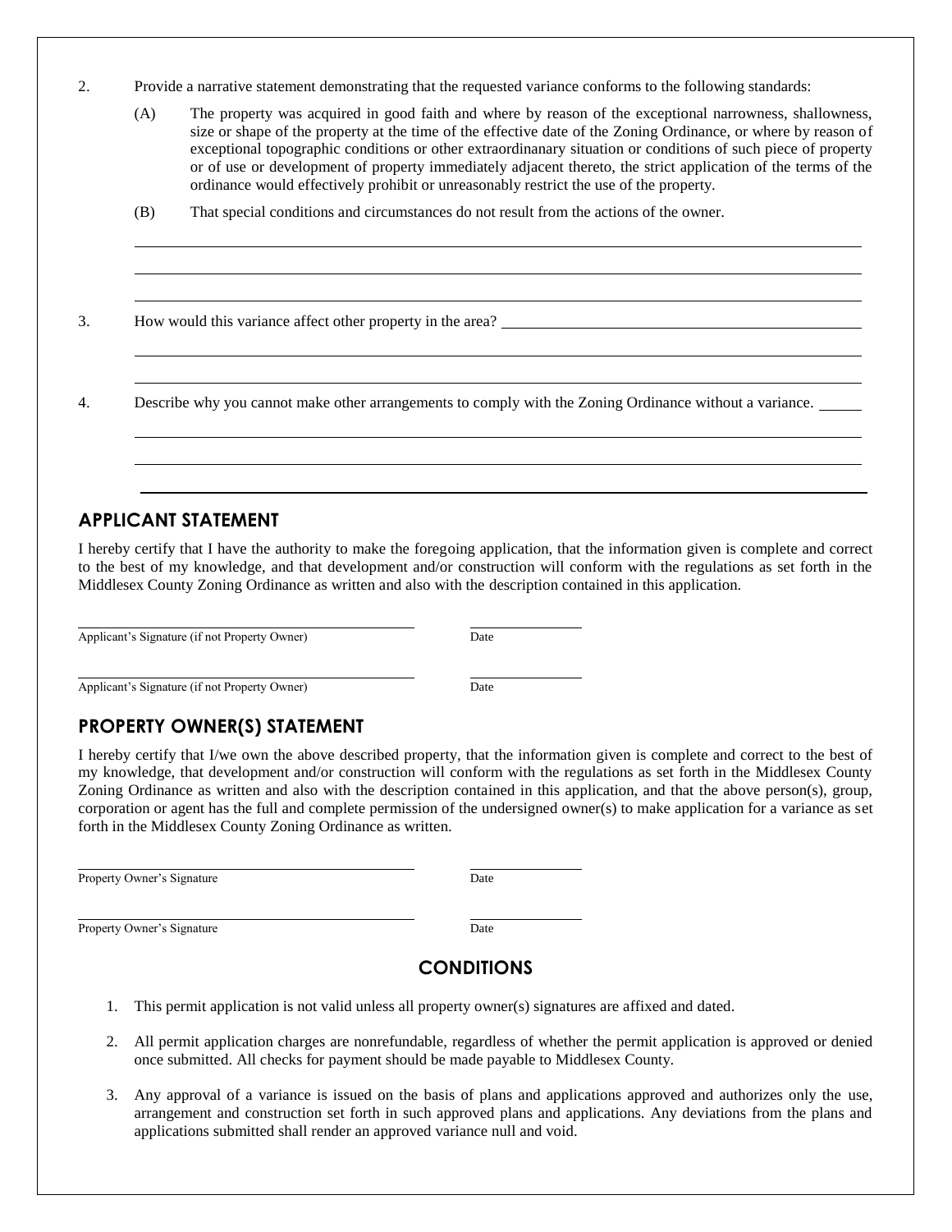2. Provide a narrative statement demonstrating that the requested variance conforms to the following standards:

   (A) The property was acquired in good faith and where by reason of the exceptional narrowness, shallowness, size or shape of the property at the time of the effective date of the Zoning Ordinance, or where by reason of exceptional topographic conditions or other extraordinanary situation or conditions of such piece of property or of use or development of property immediately adjacent thereto, the strict application of the terms of the ordinance would effectively prohibit or unreasonably restrict the use of the property.

   (B) That special conditions and circumstances do not result from the actions of the owner.

   \_\_\_\_\_\_\_\_\_\_\_\_\_\_\_\_\_\_\_\_\_\_\_\_\_\_\_\_\_\_\_\_\_\_\_\_\_\_\_\_\_\_\_\_\_\_\_\_\_\_\_\_\_\_\_\_\_\_\_\_

   \_\_\_\_\_\_\_\_\_\_\_\_\_\_\_\_\_\_\_\_\_\_\_\_\_\_\_\_\_\_\_\_\_\_\_\_\_\_\_\_\_\_\_\_\_\_\_\_\_\_\_\_\_\_\_\_\_\_\_\_

   \_\_\_\_\_\_\_\_\_\_\_\_\_\_\_\_\_\_\_\_\_\_\_\_\_\_\_\_\_\_\_\_\_\_\_\_\_\_\_\_\_\_\_\_\_\_\_\_\_\_\_\_\_\_\_\_\_\_\_\_

3. How would this variance affect other property in the area? \_\_\_\_\_\_\_\_\_\_\_\_\_\_\_\_\_\_\_\_\_\_\_\_\_\_\_\_\_\_

   \_\_\_\_\_\_\_\_\_\_\_\_\_\_\_\_\_\_\_\_\_\_\_\_\_\_\_\_\_\_\_\_\_\_\_\_\_\_\_\_\_\_\_\_\_\_\_\_\_\_\_\_\_\_\_\_\_\_\_\_

   \_\_\_\_\_\_\_\_\_\_\_\_\_\_\_\_\_\_\_\_\_\_\_\_\_\_\_\_\_\_\_\_\_\_\_\_\_\_\_\_\_\_\_\_\_\_\_\_\_\_\_\_\_\_\_\_\_\_\_\_

4. Describe why you cannot make other arrangements to comply with the Zoning Ordinance without a variance. \_\_\_\_\_

   \_\_\_\_\_\_\_\_\_\_\_\_\_\_\_\_\_\_\_\_\_\_\_\_\_\_\_\_\_\_\_\_\_\_\_\_\_\_\_\_\_\_\_\_\_\_\_\_\_\_\_\_\_\_\_\_\_\_\_\_

   \_\_\_\_\_\_\_\_\_\_\_\_\_\_\_\_\_\_\_\_\_\_\_\_\_\_\_\_\_\_\_\_\_\_\_\_\_\_\_\_\_\_\_\_\_\_\_\_\_\_\_\_\_\_\_\_\_\_\_\_

   \_\_\_\_\_\_\_\_\_\_\_\_\_\_\_\_\_\_\_\_\_\_\_\_\_\_\_\_\_\_\_\_\_\_\_\_\_\_\_\_\_\_\_\_\_\_\_\_\_\_\_\_\_\_\_\_\_\_\_\_

## APPLICANT STATEMENT

I hereby certify that I have the authority to make the foregoing application, that the information given is complete and correct to the best of my knowledge, and that development and/or construction will conform with the regulations as set forth in the Middlesex County Zoning Ordinance as written and also with the description contained in this application.

\_\_\_\_\_\_\_\_\_\_\_\_\_\_\_\_\_\_\_\_\_\_\_\_\_\_\_\_\_\_\_\_\_\_ \_\_\_\_\_\_\_\_\_\_\_\_
Applicant's Signature (if not Property Owner) Date

\_\_\_\_\_\_\_\_\_\_\_\_\_\_\_\_\_\_\_\_\_\_\_\_\_\_\_\_\_\_\_\_\_\_ \_\_\_\_\_\_\_\_\_\_\_\_
Applicant's Signature (if not Property Owner) Date

## PROPERTY OWNER(S) STATEMENT

I hereby certify that I/we own the above described property, that the information given is complete and correct to the best of my knowledge, that development and/or construction will conform with the regulations as set forth in the Middlesex County Zoning Ordinance as written and also with the description contained in this application, and that the above person(s), group, corporation or agent has the full and complete permission of the undersigned owner(s) to make application for a variance as set forth in the Middlesex County Zoning Ordinance as written.

\_\_\_\_\_\_\_\_\_\_\_\_\_\_\_\_\_\_\_\_\_\_\_\_\_\_\_\_\_\_\_\_\_\_ \_\_\_\_\_\_\_\_\_\_\_\_
Property Owner's Signature Date

\_\_\_\_\_\_\_\_\_\_\_\_\_\_\_\_\_\_\_\_\_\_\_\_\_\_\_\_\_\_\_\_\_\_ \_\_\_\_\_\_\_\_\_\_\_\_
Property Owner's Signature Date

## CONDITIONS

1. This permit application is not valid unless all property owner(s) signatures are affixed and dated.

2. All permit application charges are nonrefundable, regardless of whether the permit application is approved or denied once submitted. All checks for payment should be made payable to Middlesex County.

3. Any approval of a variance is issued on the basis of plans and applications approved and authorizes only the use, arrangement and construction set forth in such approved plans and applications. Any deviations from the plans and applications submitted shall render an approved variance null and void.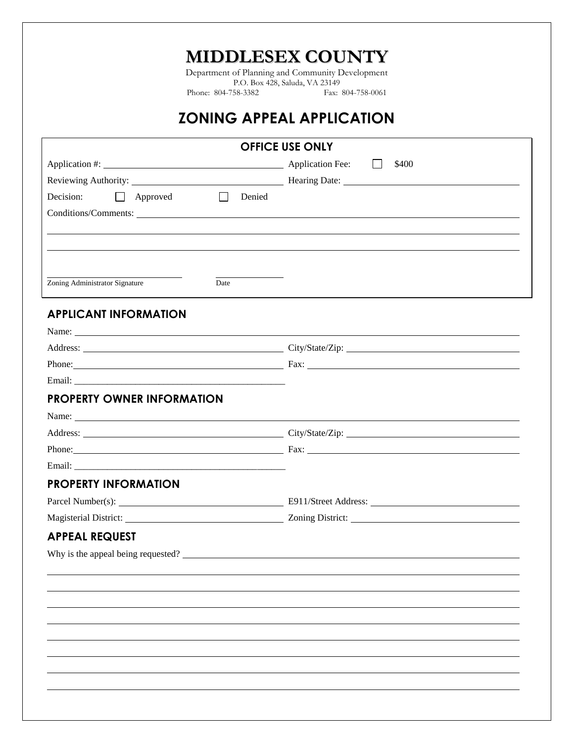# MIDDLESEX COUNTY

Department of Planning and Community Development
P.O. Box 428, Saluda, VA 23149
Phone: 804-758-3382 Fax: 804-758-0061

## ZONING APPEAL APPLICATION

### OFFICE USE ONLY

Application #: ______________________ Application Fee: ☐ $400

Reviewing Authority: ______________________ Hearing Date: ______________________

Decision: ☐ Approved ☐ Denied

Conditions/Comments: ______________________

______________________

______________________

______________________ ______________
Zoning Administrator Signature Date

### APPLICANT INFORMATION

Name: ______________________

Address: ______________________ City/State/Zip: ______________________

Phone: ______________________ Fax: ______________________

Email: ______________________

### PROPERTY OWNER INFORMATION

Name: ______________________

Address: ______________________ City/State/Zip: ______________________

Phone: ______________________ Fax: ______________________

Email: ______________________

### PROPERTY INFORMATION

Parcel Number(s): ______________________ E911/Street Address: ______________________

Magisterial District: ______________________ Zoning District: ______________________

### APPEAL REQUEST

Why is the appeal being requested? ______________________

______________________

______________________

______________________

______________________

______________________

______________________

______________________

______________________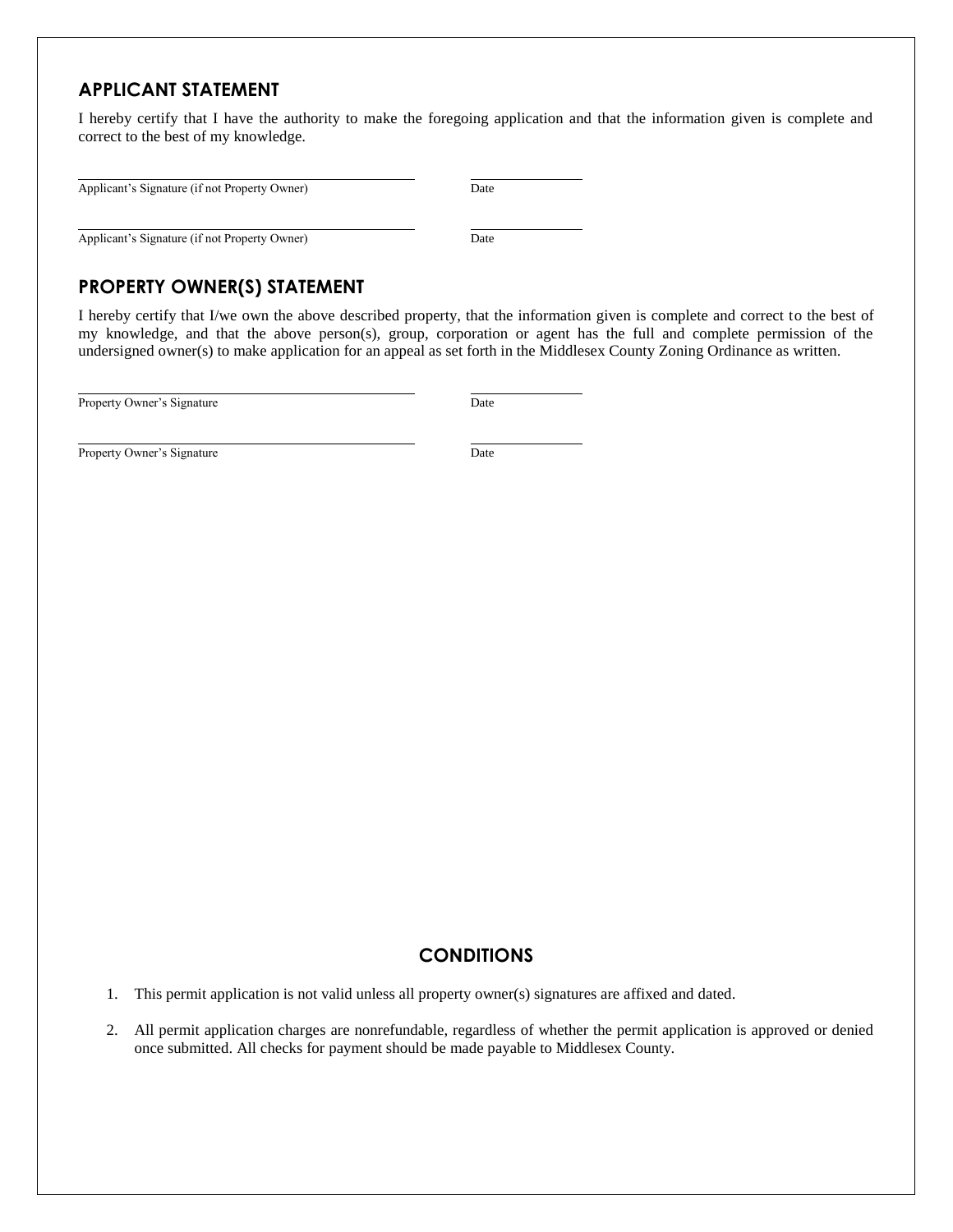## APPLICANT STATEMENT

I hereby certify that I have the authority to make the foregoing application and that the information given is complete and correct to the best of my knowledge.

______________________________ ______________
Applicant's Signature (if not Property Owner) Date

______________________________ ______________
Applicant's Signature (if not Property Owner) Date

## PROPERTY OWNER(S) STATEMENT

I hereby certify that I/we own the above described property, that the information given is complete and correct to the best of my knowledge, and that the above person(s), group, corporation or agent has the full and complete permission of the undersigned owner(s) to make application for an appeal as set forth in the Middlesex County Zoning Ordinance as written.

______________________________ ______________
Property Owner's Signature Date

______________________________ ______________
Property Owner's Signature Date

## CONDITIONS

1. This permit application is not valid unless all property owner(s) signatures are affixed and dated.
2. All permit application charges are nonrefundable, regardless of whether the permit application is approved or denied once submitted. All checks for payment should be made payable to Middlesex County.